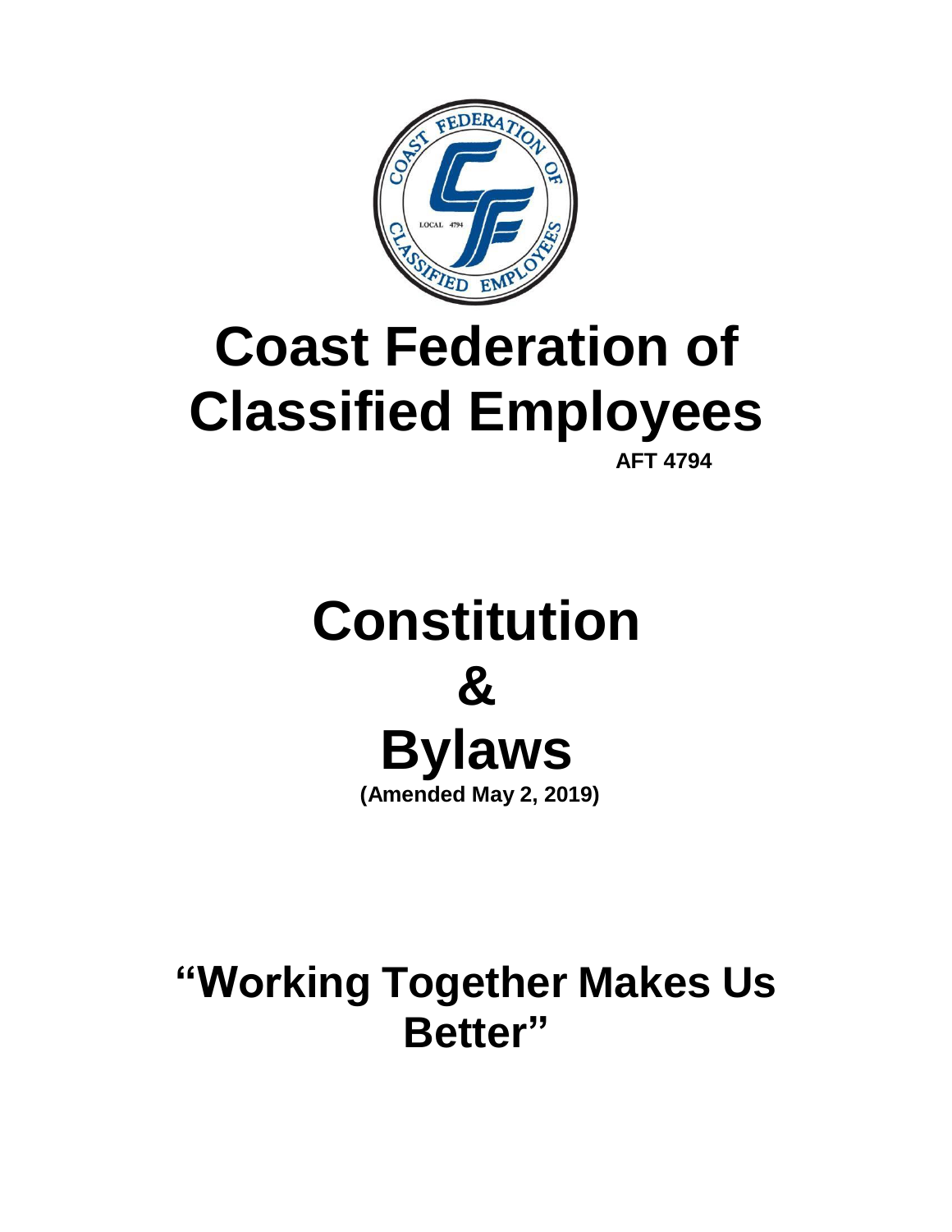# Coast Federation of Classified Employees

**AFT 4794**

# Constitution & Bylaws

**(Amended May 2, 2019)**

## "Working Together Makes Us Better"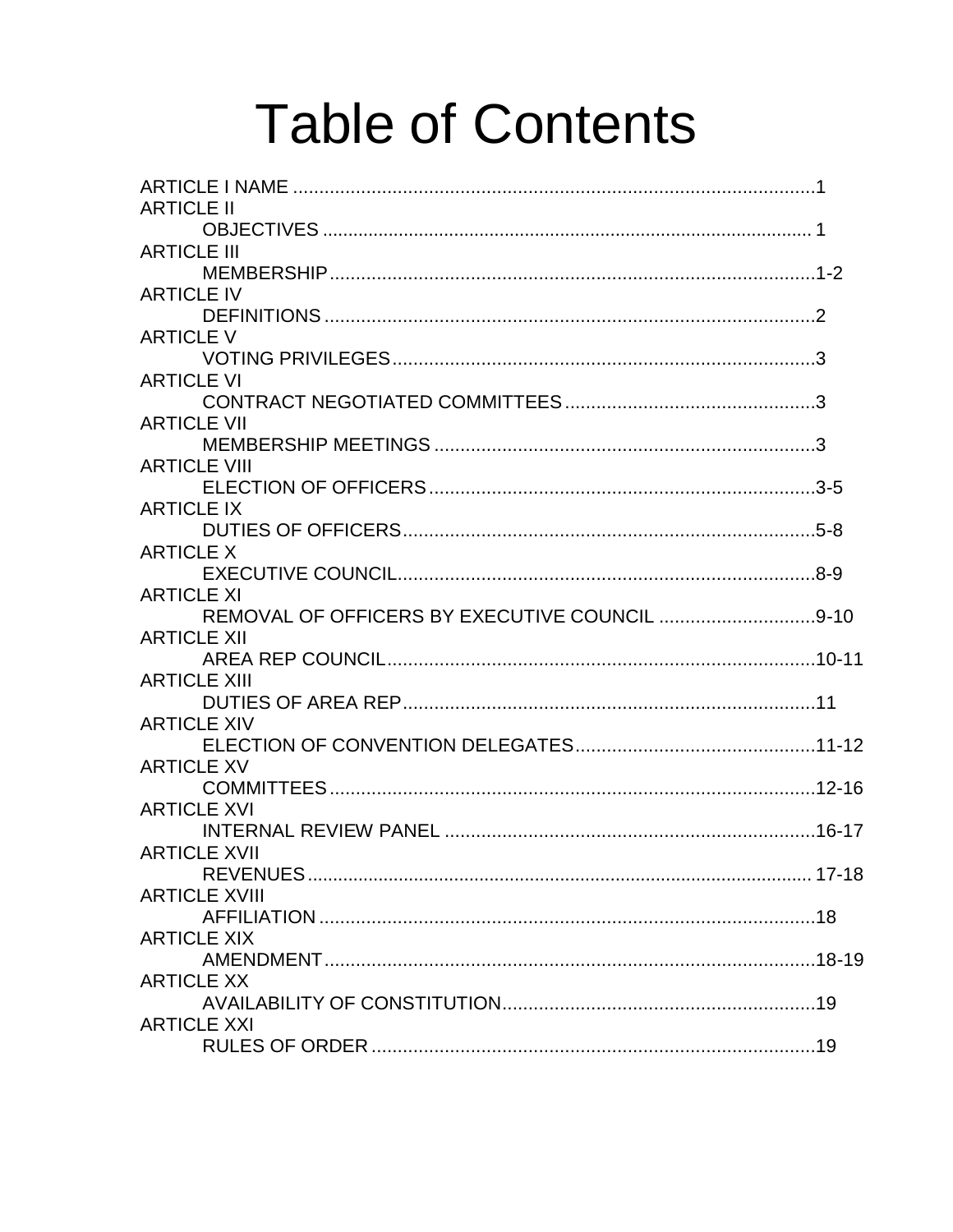# Table of Contents

ARTICLE I NAME ........................................................................................................1

ARTICLE II
OBJECTIVES ................................................................................................ 1

ARTICLE III
MEMBERSHIP...............................................................................................1-2

ARTICLE IV
DEFINITIONS ...............................................................................................2

ARTICLE V
VOTING PRIVILEGES...................................................................................3

ARTICLE VI
CONTRACT NEGOTIATED COMMITTEES ..................................................3

ARTICLE VII
MEMBERSHIP MEETINGS ...........................................................................3

ARTICLE VIII
ELECTION OF OFFICERS............................................................................3-5

ARTICLE IX
DUTIES OF OFFICERS.................................................................................5-8

ARTICLE X
EXECUTIVE COUNCIL..................................................................................8-9

ARTICLE XI
REMOVAL OF OFFICERS BY EXECUTIVE COUNCIL ..............................9-10

ARTICLE XII
AREA REP COUNCIL....................................................................................10-11

ARTICLE XIII
DUTIES OF AREA REP.................................................................................11

ARTICLE XIV
ELECTION OF CONVENTION DELEGATES...............................................11-12

ARTICLE XV
COMMITTEES...............................................................................................12-16

ARTICLE XVI
INTERNAL REVIEW PANEL ........................................................................16-17

ARTICLE XVII
REVENUES................................................................................................... 17-18

ARTICLE XVIII
AFFILIATION .................................................................................................18

ARTICLE XIX
AMENDMENT................................................................................................18-19

ARTICLE XX
AVAILABILITY OF CONSTITUTION..............................................................19

ARTICLE XXI
RULES OF ORDER .......................................................................................19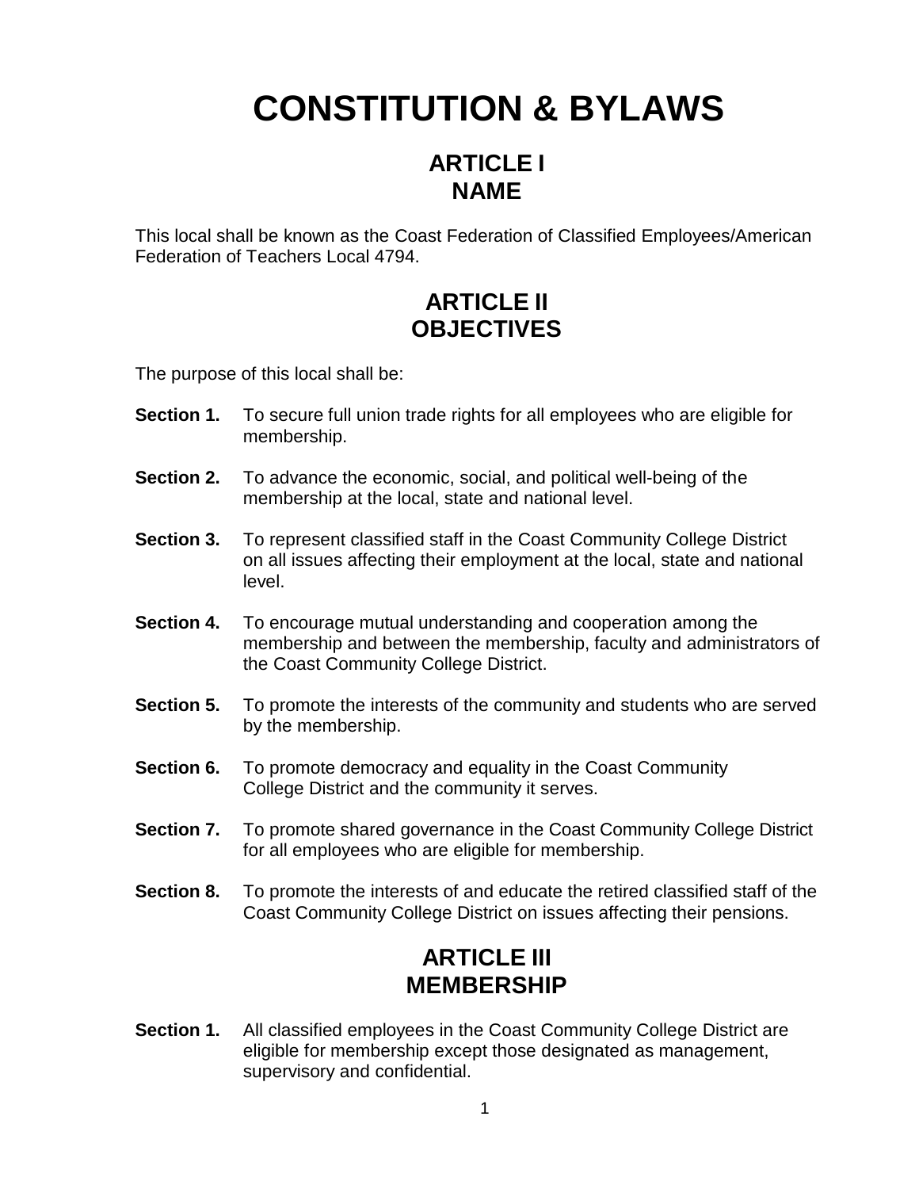# CONSTITUTION & BYLAWS

## ARTICLE I
## NAME

This local shall be known as the Coast Federation of Classified Employees/American Federation of Teachers Local 4794.

## ARTICLE II
## OBJECTIVES

The purpose of this local shall be:

**Section 1.** To secure full union trade rights for all employees who are eligible for membership.

**Section 2.** To advance the economic, social, and political well-being of the membership at the local, state and national level.

**Section 3.** To represent classified staff in the Coast Community College District on all issues affecting their employment at the local, state and national level.

**Section 4.** To encourage mutual understanding and cooperation among the membership and between the membership, faculty and administrators of the Coast Community College District.

**Section 5.** To promote the interests of the community and students who are served by the membership.

**Section 6.** To promote democracy and equality in the Coast Community College District and the community it serves.

**Section 7.** To promote shared governance in the Coast Community College District for all employees who are eligible for membership.

**Section 8.** To promote the interests of and educate the retired classified staff of the Coast Community College District on issues affecting their pensions.

## ARTICLE III
## MEMBERSHIP

**Section 1.** All classified employees in the Coast Community College District are eligible for membership except those designated as management, supervisory and confidential.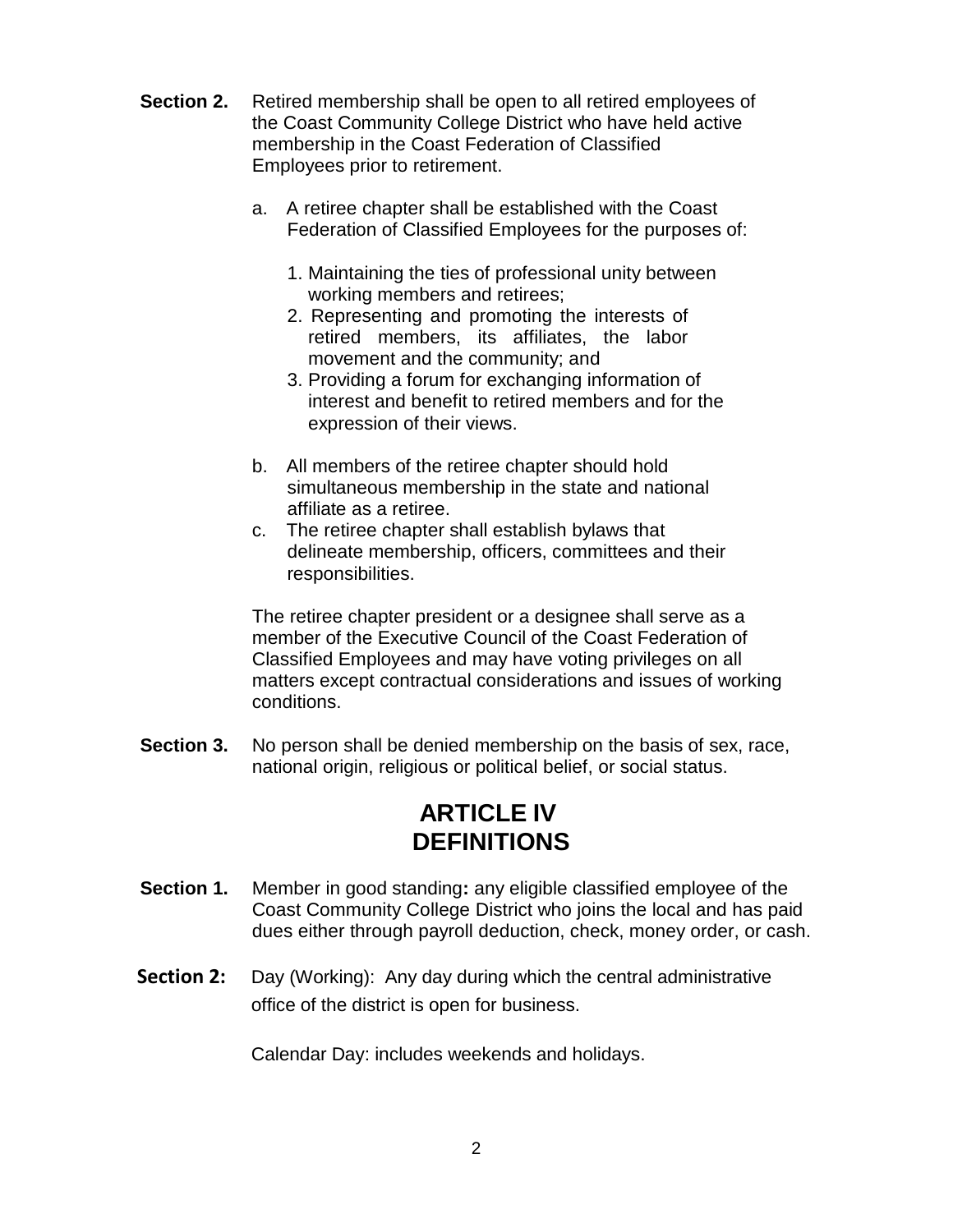**Section 2.** Retired membership shall be open to all retired employees of the Coast Community College District who have held active membership in the Coast Federation of Classified Employees prior to retirement.

a. A retiree chapter shall be established with the Coast Federation of Classified Employees for the purposes of:

   1. Maintaining the ties of professional unity between working members and retirees;
   2. Representing and promoting the interests of retired members, its affiliates, the labor movement and the community; and
   3. Providing a forum for exchanging information of interest and benefit to retired members and for the expression of their views.

b. All members of the retiree chapter should hold simultaneous membership in the state and national affiliate as a retiree.

c. The retiree chapter shall establish bylaws that delineate membership, officers, committees and their responsibilities.

The retiree chapter president or a designee shall serve as a member of the Executive Council of the Coast Federation of Classified Employees and may have voting privileges on all matters except contractual considerations and issues of working conditions.

**Section 3.** No person shall be denied membership on the basis of sex, race, national origin, religious or political belief, or social status.

# ARTICLE IV
# DEFINITIONS

**Section 1.** Member in good standing**:** any eligible classified employee of the Coast Community College District who joins the local and has paid dues either through payroll deduction, check, money order, or cash.

**Section 2:** Day (Working): Any day during which the central administrative office of the district is open for business.

Calendar Day: includes weekends and holidays.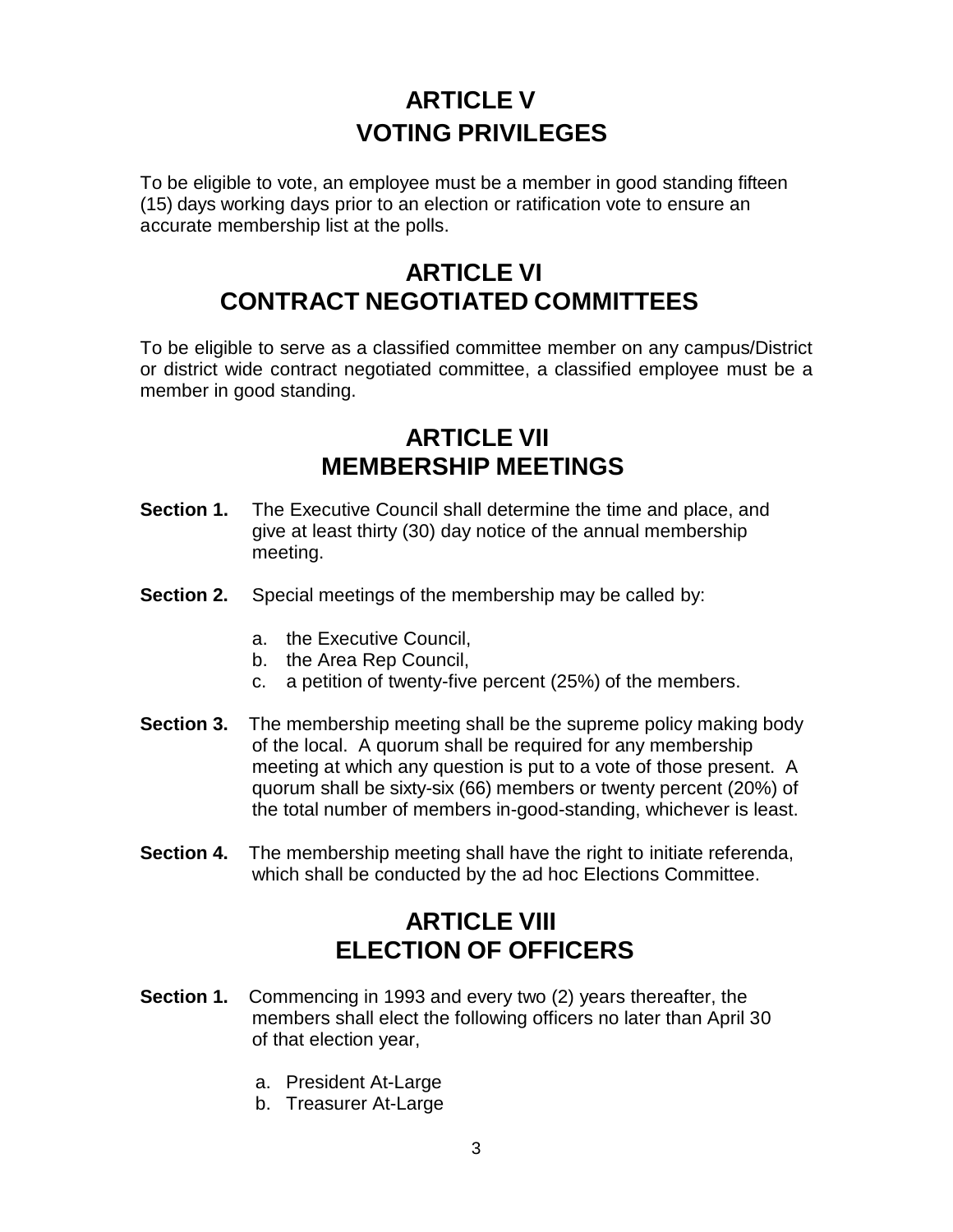# ARTICLE V
# VOTING PRIVILEGES

To be eligible to vote, an employee must be a member in good standing fifteen (15) days working days prior to an election or ratification vote to ensure an accurate membership list at the polls.

# ARTICLE VI
# CONTRACT NEGOTIATED COMMITTEES

To be eligible to serve as a classified committee member on any campus/District or district wide contract negotiated committee, a classified employee must be a member in good standing.

# ARTICLE VII
# MEMBERSHIP MEETINGS

**Section 1.** The Executive Council shall determine the time and place, and give at least thirty (30) day notice of the annual membership meeting.

**Section 2.** Special meetings of the membership may be called by:

a. the Executive Council,
b. the Area Rep Council,
c. a petition of twenty-five percent (25%) of the members.

**Section 3.** The membership meeting shall be the supreme policy making body of the local. A quorum shall be required for any membership meeting at which any question is put to a vote of those present. A quorum shall be sixty-six (66) members or twenty percent (20%) of the total number of members in-good-standing, whichever is least.

**Section 4.** The membership meeting shall have the right to initiate referenda, which shall be conducted by the ad hoc Elections Committee.

# ARTICLE VIII
# ELECTION OF OFFICERS

**Section 1.** Commencing in 1993 and every two (2) years thereafter, the members shall elect the following officers no later than April 30 of that election year,

a. President At-Large
b. Treasurer At-Large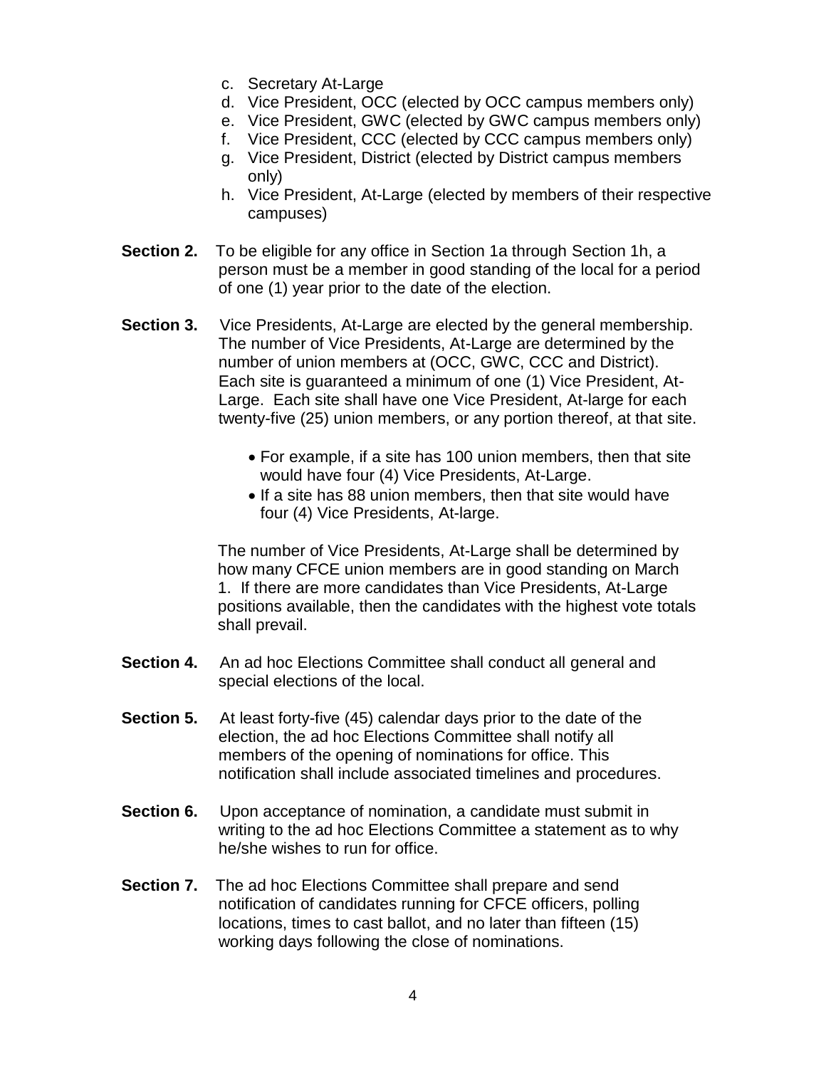c. Secretary At-Large
d. Vice President, OCC (elected by OCC campus members only)
e. Vice President, GWC (elected by GWC campus members only)
f. Vice President, CCC (elected by CCC campus members only)
g. Vice President, District (elected by District campus members only)
h. Vice President, At-Large (elected by members of their respective campuses)

**Section 2.** To be eligible for any office in Section 1a through Section 1h, a person must be a member in good standing of the local for a period of one (1) year prior to the date of the election.

**Section 3.** Vice Presidents, At-Large are elected by the general membership. The number of Vice Presidents, At-Large are determined by the number of union members at (OCC, GWC, CCC and District). Each site is guaranteed a minimum of one (1) Vice President, At-Large. Each site shall have one Vice President, At-large for each twenty-five (25) union members, or any portion thereof, at that site.

- For example, if a site has 100 union members, then that site would have four (4) Vice Presidents, At-Large.
- If a site has 88 union members, then that site would have four (4) Vice Presidents, At-large.

The number of Vice Presidents, At-Large shall be determined by how many CFCE union members are in good standing on March 1. If there are more candidates than Vice Presidents, At-Large positions available, then the candidates with the highest vote totals shall prevail.

**Section 4.** An ad hoc Elections Committee shall conduct all general and special elections of the local.

**Section 5.** At least forty-five (45) calendar days prior to the date of the election, the ad hoc Elections Committee shall notify all members of the opening of nominations for office. This notification shall include associated timelines and procedures.

**Section 6.** Upon acceptance of nomination, a candidate must submit in writing to the ad hoc Elections Committee a statement as to why he/she wishes to run for office.

**Section 7.** The ad hoc Elections Committee shall prepare and send notification of candidates running for CFCE officers, polling locations, times to cast ballot, and no later than fifteen (15) working days following the close of nominations.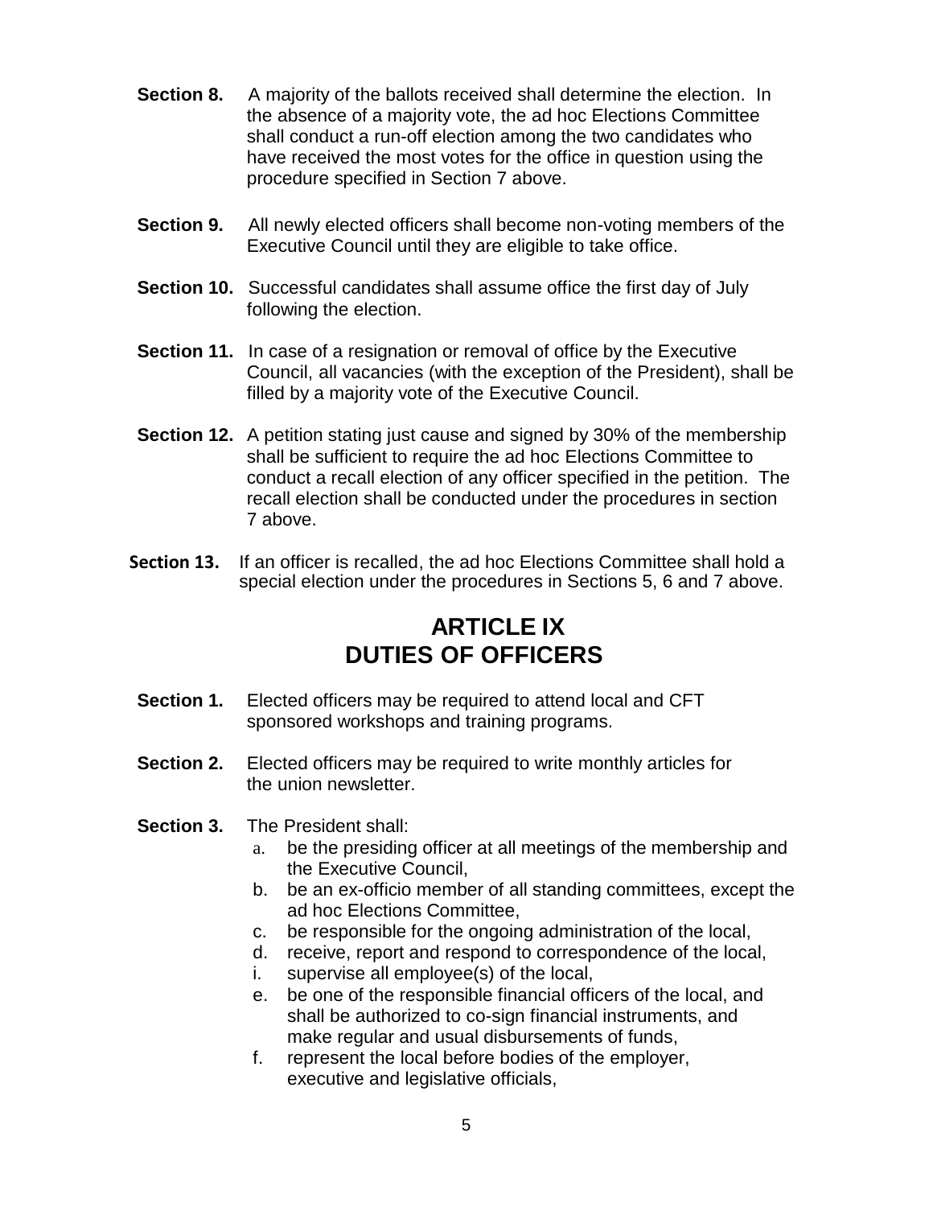**Section 8.** A majority of the ballots received shall determine the election. In the absence of a majority vote, the ad hoc Elections Committee shall conduct a run-off election among the two candidates who have received the most votes for the office in question using the procedure specified in Section 7 above.

**Section 9.** All newly elected officers shall become non-voting members of the Executive Council until they are eligible to take office.

**Section 10.** Successful candidates shall assume office the first day of July following the election.

**Section 11.** In case of a resignation or removal of office by the Executive Council, all vacancies (with the exception of the President), shall be filled by a majority vote of the Executive Council.

**Section 12.** A petition stating just cause and signed by 30% of the membership shall be sufficient to require the ad hoc Elections Committee to conduct a recall election of any officer specified in the petition. The recall election shall be conducted under the procedures in section 7 above.

**Section 13.** If an officer is recalled, the ad hoc Elections Committee shall hold a special election under the procedures in Sections 5, 6 and 7 above.

# ARTICLE IX
# DUTIES OF OFFICERS

**Section 1.** Elected officers may be required to attend local and CFT sponsored workshops and training programs.

**Section 2.** Elected officers may be required to write monthly articles for the union newsletter.

**Section 3.** The President shall:

a. be the presiding officer at all meetings of the membership and the Executive Council,
b. be an ex-officio member of all standing committees, except the ad hoc Elections Committee,
c. be responsible for the ongoing administration of the local,
d. receive, report and respond to correspondence of the local,
i. supervise all employee(s) of the local,
e. be one of the responsible financial officers of the local, and shall be authorized to co-sign financial instruments, and make regular and usual disbursements of funds,
f. represent the local before bodies of the employer, executive and legislative officials,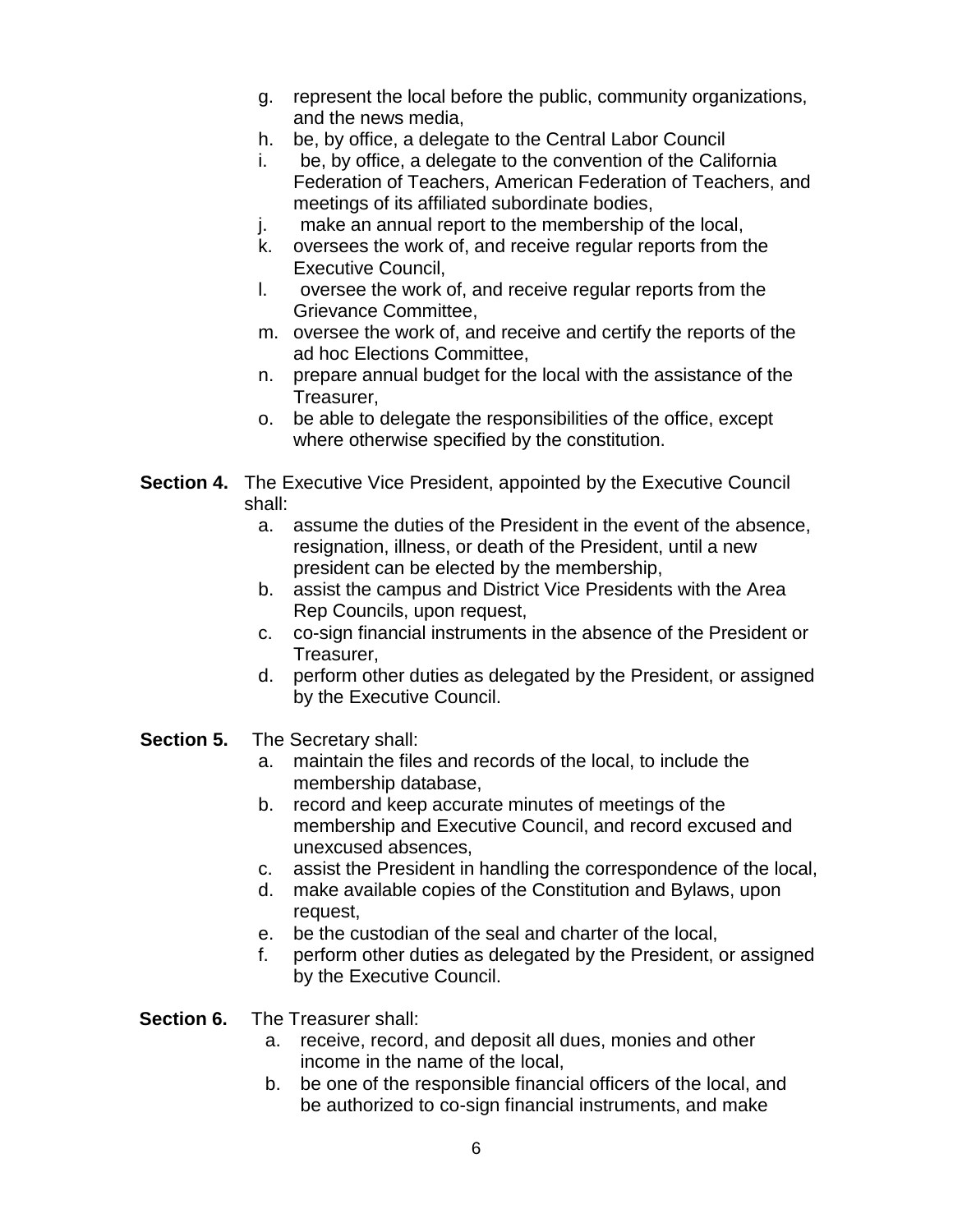g. represent the local before the public, community organizations, and the news media,
h. be, by office, a delegate to the Central Labor Council
i. be, by office, a delegate to the convention of the California Federation of Teachers, American Federation of Teachers, and meetings of its affiliated subordinate bodies,
j. make an annual report to the membership of the local,
k. oversees the work of, and receive regular reports from the Executive Council,
l. oversee the work of, and receive regular reports from the Grievance Committee,
m. oversee the work of, and receive and certify the reports of the ad hoc Elections Committee,
n. prepare annual budget for the local with the assistance of the Treasurer,
o. be able to delegate the responsibilities of the office, except where otherwise specified by the constitution.

**Section 4.** The Executive Vice President, appointed by the Executive Council shall:

a. assume the duties of the President in the event of the absence, resignation, illness, or death of the President, until a new president can be elected by the membership,
b. assist the campus and District Vice Presidents with the Area Rep Councils, upon request,
c. co-sign financial instruments in the absence of the President or Treasurer,
d. perform other duties as delegated by the President, or assigned by the Executive Council.

**Section 5.** The Secretary shall:

a. maintain the files and records of the local, to include the membership database,
b. record and keep accurate minutes of meetings of the membership and Executive Council, and record excused and unexcused absences,
c. assist the President in handling the correspondence of the local,
d. make available copies of the Constitution and Bylaws, upon request,
e. be the custodian of the seal and charter of the local,
f. perform other duties as delegated by the President, or assigned by the Executive Council.

**Section 6.** The Treasurer shall:

a. receive, record, and deposit all dues, monies and other income in the name of the local,
b. be one of the responsible financial officers of the local, and be authorized to co-sign financial instruments, and make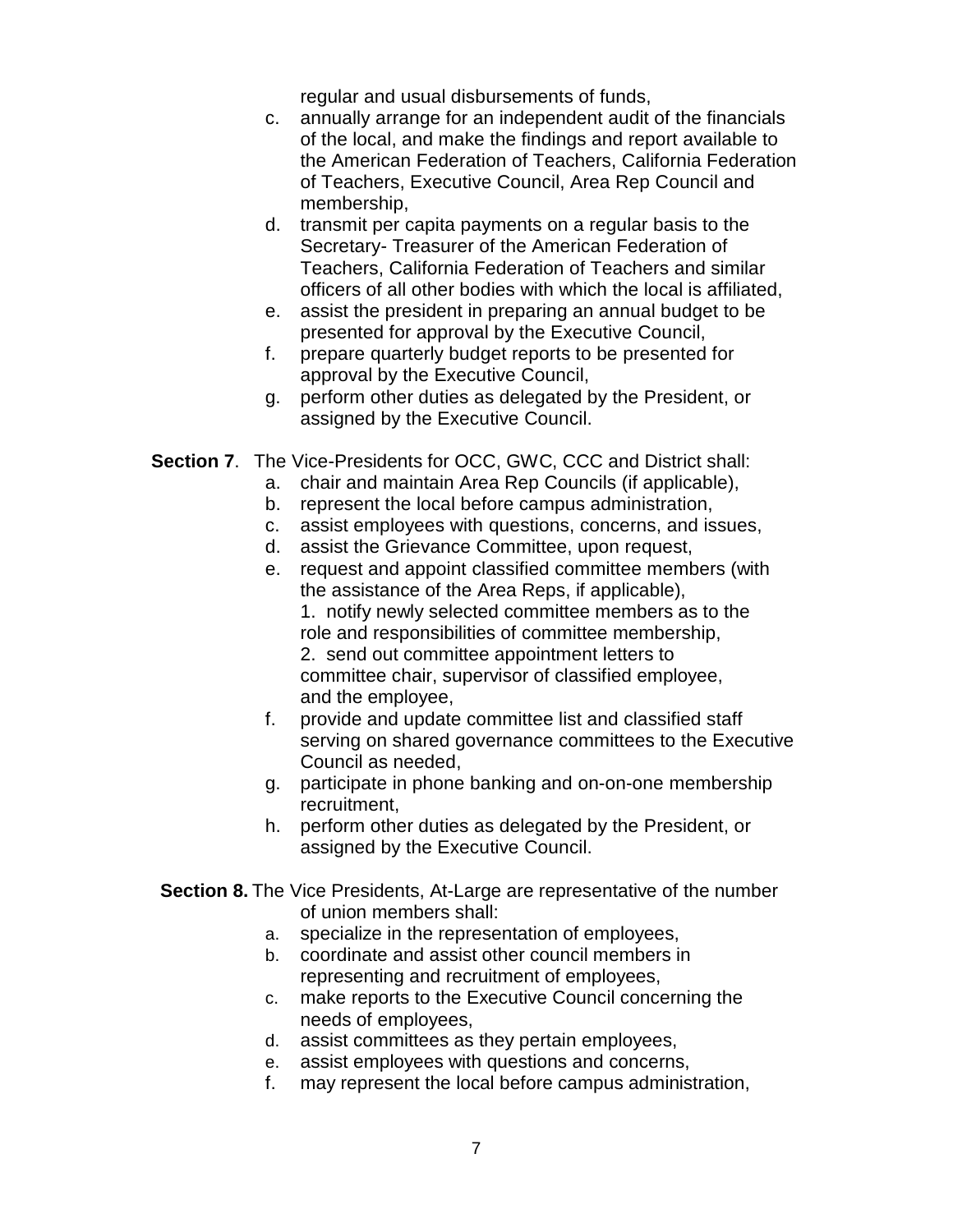regular and usual disbursements of funds,

c. annually arrange for an independent audit of the financials of the local, and make the findings and report available to the American Federation of Teachers, California Federation of Teachers, Executive Council, Area Rep Council and membership,
d. transmit per capita payments on a regular basis to the Secretary- Treasurer of the American Federation of Teachers, California Federation of Teachers and similar officers of all other bodies with which the local is affiliated,
e. assist the president in preparing an annual budget to be presented for approval by the Executive Council,
f. prepare quarterly budget reports to be presented for approval by the Executive Council,
g. perform other duties as delegated by the President, or assigned by the Executive Council.

**Section 7**. The Vice-Presidents for OCC, GWC, CCC and District shall:

a. chair and maintain Area Rep Councils (if applicable),
b. represent the local before campus administration,
c. assist employees with questions, concerns, and issues,
d. assist the Grievance Committee, upon request,
e. request and appoint classified committee members (with the assistance of the Area Reps, if applicable),
   1. notify newly selected committee members as to the role and responsibilities of committee membership,
   2. send out committee appointment letters to committee chair, supervisor of classified employee, and the employee,
f. provide and update committee list and classified staff serving on shared governance committees to the Executive Council as needed,
g. participate in phone banking and on-on-one membership recruitment,
h. perform other duties as delegated by the President, or assigned by the Executive Council.

**Section 8.** The Vice Presidents, At-Large are representative of the number of union members shall:

a. specialize in the representation of employees,
b. coordinate and assist other council members in representing and recruitment of employees,
c. make reports to the Executive Council concerning the needs of employees,
d. assist committees as they pertain employees,
e. assist employees with questions and concerns,
f. may represent the local before campus administration,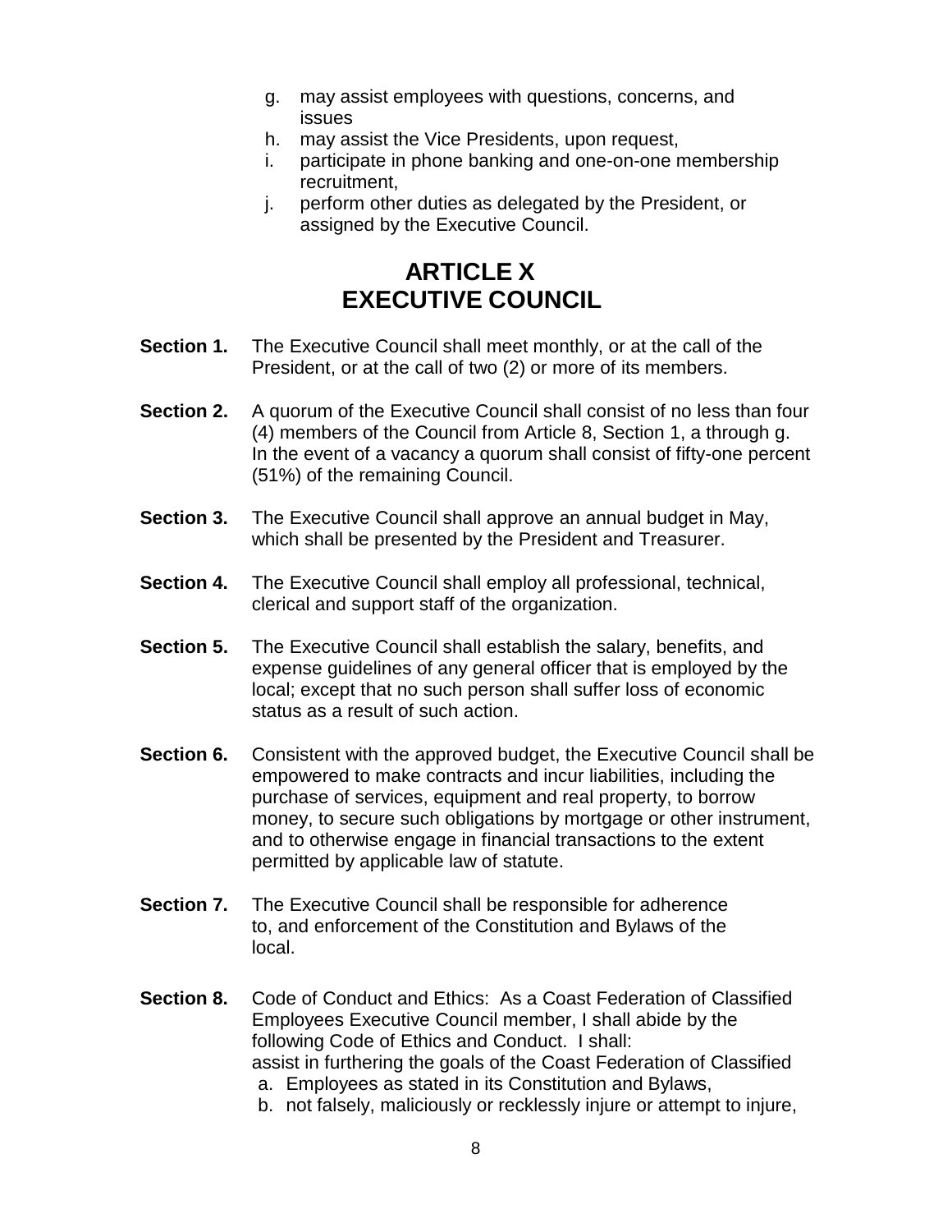g. may assist employees with questions, concerns, and issues
h. may assist the Vice Presidents, upon request,
i. participate in phone banking and one-on-one membership recruitment,
j. perform other duties as delegated by the President, or assigned by the Executive Council.

# ARTICLE X
# EXECUTIVE COUNCIL

**Section 1.** The Executive Council shall meet monthly, or at the call of the President, or at the call of two (2) or more of its members.

**Section 2.** A quorum of the Executive Council shall consist of no less than four (4) members of the Council from Article 8, Section 1, a through g. In the event of a vacancy a quorum shall consist of fifty-one percent (51%) of the remaining Council.

**Section 3.** The Executive Council shall approve an annual budget in May, which shall be presented by the President and Treasurer.

**Section 4.** The Executive Council shall employ all professional, technical, clerical and support staff of the organization.

**Section 5.** The Executive Council shall establish the salary, benefits, and expense guidelines of any general officer that is employed by the local; except that no such person shall suffer loss of economic status as a result of such action.

**Section 6.** Consistent with the approved budget, the Executive Council shall be empowered to make contracts and incur liabilities, including the purchase of services, equipment and real property, to borrow money, to secure such obligations by mortgage or other instrument, and to otherwise engage in financial transactions to the extent permitted by applicable law of statute.

**Section 7.** The Executive Council shall be responsible for adherence to, and enforcement of the Constitution and Bylaws of the local.

**Section 8.** Code of Conduct and Ethics: As a Coast Federation of Classified Employees Executive Council member, I shall abide by the following Code of Ethics and Conduct. I shall:
assist in furthering the goals of the Coast Federation of Classified
a. Employees as stated in its Constitution and Bylaws,
b. not falsely, maliciously or recklessly injure or attempt to injure,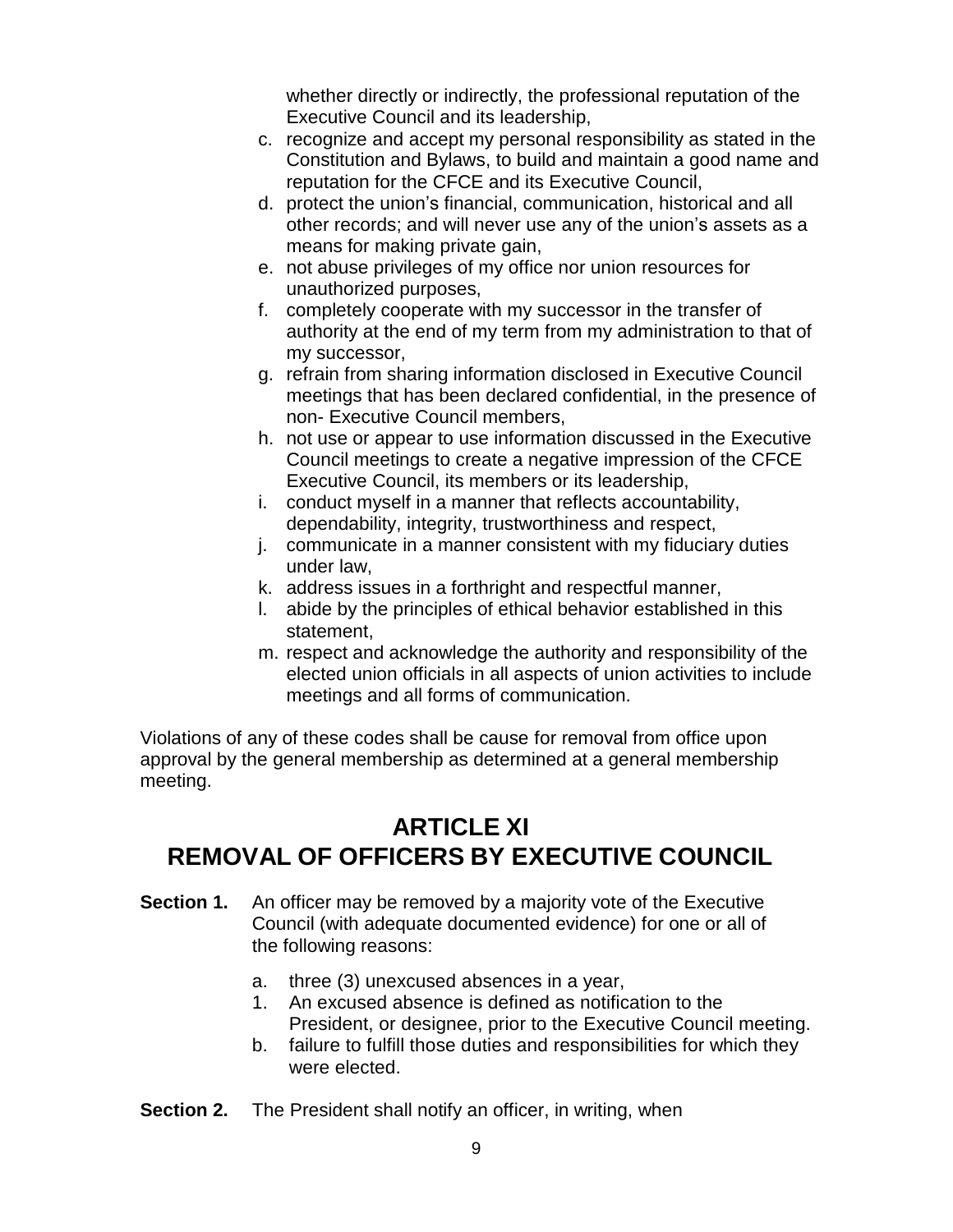whether directly or indirectly, the professional reputation of the Executive Council and its leadership,

c. recognize and accept my personal responsibility as stated in the Constitution and Bylaws, to build and maintain a good name and reputation for the CFCE and its Executive Council,
d. protect the union's financial, communication, historical and all other records; and will never use any of the union's assets as a means for making private gain,
e. not abuse privileges of my office nor union resources for unauthorized purposes,
f. completely cooperate with my successor in the transfer of authority at the end of my term from my administration to that of my successor,
g. refrain from sharing information disclosed in Executive Council meetings that has been declared confidential, in the presence of non- Executive Council members,
h. not use or appear to use information discussed in the Executive Council meetings to create a negative impression of the CFCE Executive Council, its members or its leadership,
i. conduct myself in a manner that reflects accountability, dependability, integrity, trustworthiness and respect,
j. communicate in a manner consistent with my fiduciary duties under law,
k. address issues in a forthright and respectful manner,
l. abide by the principles of ethical behavior established in this statement,
m. respect and acknowledge the authority and responsibility of the elected union officials in all aspects of union activities to include meetings and all forms of communication.

Violations of any of these codes shall be cause for removal from office upon approval by the general membership as determined at a general membership meeting.

## ARTICLE XI
## REMOVAL OF OFFICERS BY EXECUTIVE COUNCIL

**Section 1.** An officer may be removed by a majority vote of the Executive Council (with adequate documented evidence) for one or all of the following reasons:

a. three (3) unexcused absences in a year,
   1. An excused absence is defined as notification to the President, or designee, prior to the Executive Council meeting.

b. failure to fulfill those duties and responsibilities for which they were elected.

**Section 2.** The President shall notify an officer, in writing, when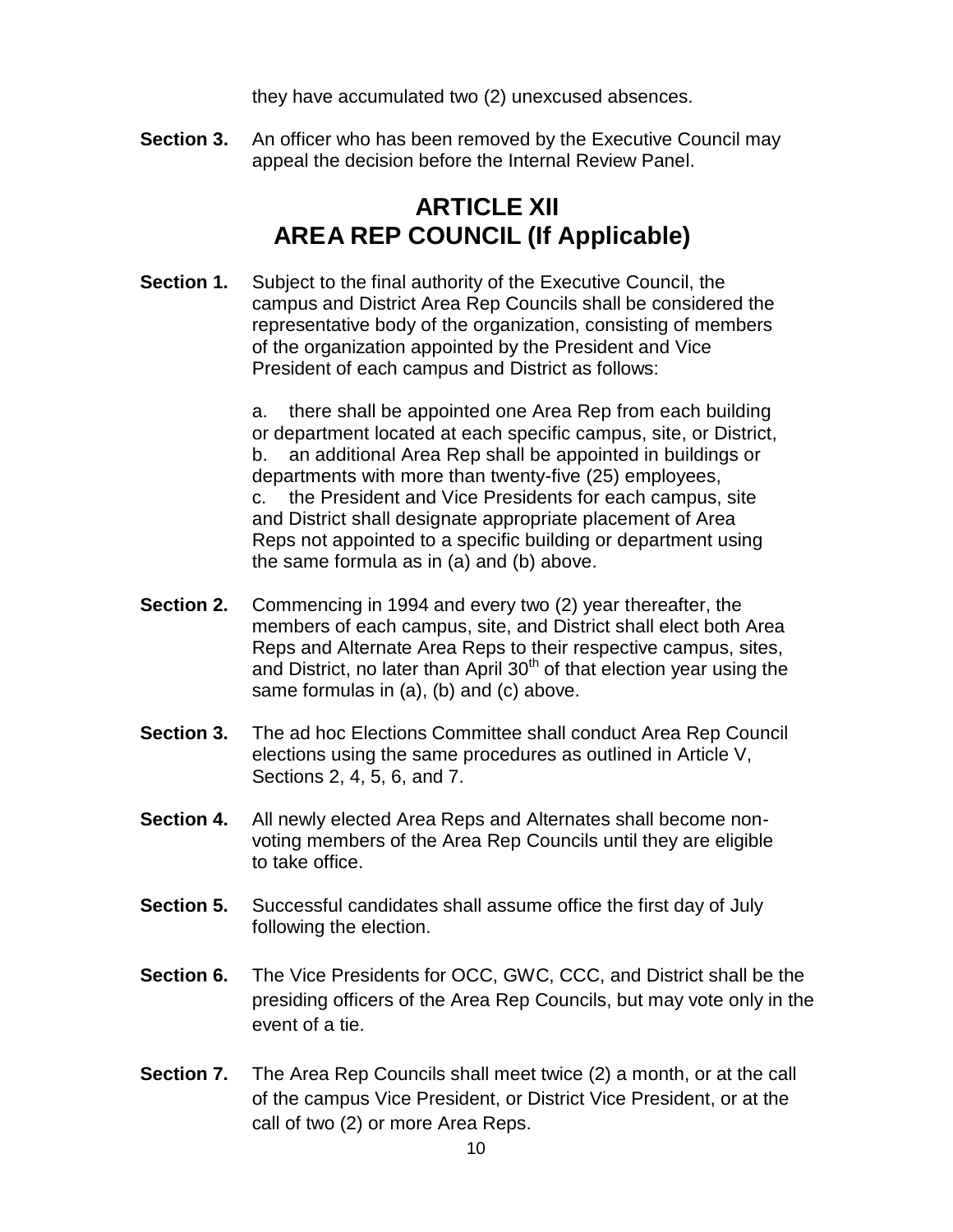they have accumulated two (2) unexcused absences.

**Section 3.** An officer who has been removed by the Executive Council may appeal the decision before the Internal Review Panel.

# ARTICLE XII
# AREA REP COUNCIL (If Applicable)

**Section 1.** Subject to the final authority of the Executive Council, the campus and District Area Rep Councils shall be considered the representative body of the organization, consisting of members of the organization appointed by the President and Vice President of each campus and District as follows:

a. there shall be appointed one Area Rep from each building or department located at each specific campus, site, or District,
b. an additional Area Rep shall be appointed in buildings or departments with more than twenty-five (25) employees,
c. the President and Vice Presidents for each campus, site and District shall designate appropriate placement of Area Reps not appointed to a specific building or department using the same formula as in (a) and (b) above.

**Section 2.** Commencing in 1994 and every two (2) year thereafter, the members of each campus, site, and District shall elect both Area Reps and Alternate Area Reps to their respective campus, sites, and District, no later than April 30th of that election year using the same formulas in (a), (b) and (c) above.

**Section 3.** The ad hoc Elections Committee shall conduct Area Rep Council elections using the same procedures as outlined in Article V, Sections 2, 4, 5, 6, and 7.

**Section 4.** All newly elected Area Reps and Alternates shall become non-voting members of the Area Rep Councils until they are eligible to take office.

**Section 5.** Successful candidates shall assume office the first day of July following the election.

**Section 6.** The Vice Presidents for OCC, GWC, CCC, and District shall be the presiding officers of the Area Rep Councils, but may vote only in the event of a tie.

**Section 7.** The Area Rep Councils shall meet twice (2) a month, or at the call of the campus Vice President, or District Vice President, or at the call of two (2) or more Area Reps.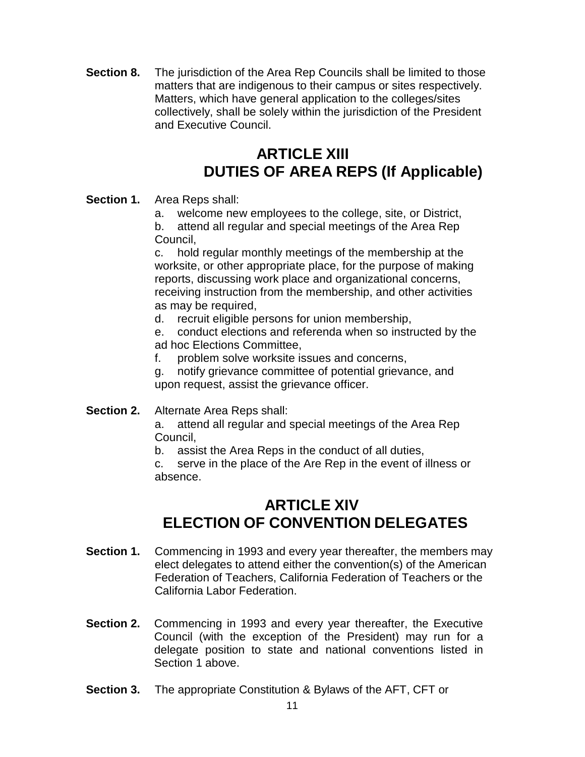**Section 8.** The jurisdiction of the Area Rep Councils shall be limited to those matters that are indigenous to their campus or sites respectively. Matters, which have general application to the colleges/sites collectively, shall be solely within the jurisdiction of the President and Executive Council.

## ARTICLE XIII
## DUTIES OF AREA REPS (If Applicable)

**Section 1.** Area Reps shall:

a. welcome new employees to the college, site, or District,

b. attend all regular and special meetings of the Area Rep Council,

c. hold regular monthly meetings of the membership at the worksite, or other appropriate place, for the purpose of making reports, discussing work place and organizational concerns, receiving instruction from the membership, and other activities as may be required,

d. recruit eligible persons for union membership,

e. conduct elections and referenda when so instructed by the ad hoc Elections Committee,

f. problem solve worksite issues and concerns,

g. notify grievance committee of potential grievance, and upon request, assist the grievance officer.

**Section 2.** Alternate Area Reps shall:

a. attend all regular and special meetings of the Area Rep Council,

b. assist the Area Reps in the conduct of all duties,

c. serve in the place of the Are Rep in the event of illness or absence.

## ARTICLE XIV
## ELECTION OF CONVENTION DELEGATES

**Section 1.** Commencing in 1993 and every year thereafter, the members may elect delegates to attend either the convention(s) of the American Federation of Teachers, California Federation of Teachers or the California Labor Federation.

**Section 2.** Commencing in 1993 and every year thereafter, the Executive Council (with the exception of the President) may run for a delegate position to state and national conventions listed in Section 1 above.

**Section 3.** The appropriate Constitution & Bylaws of the AFT, CFT or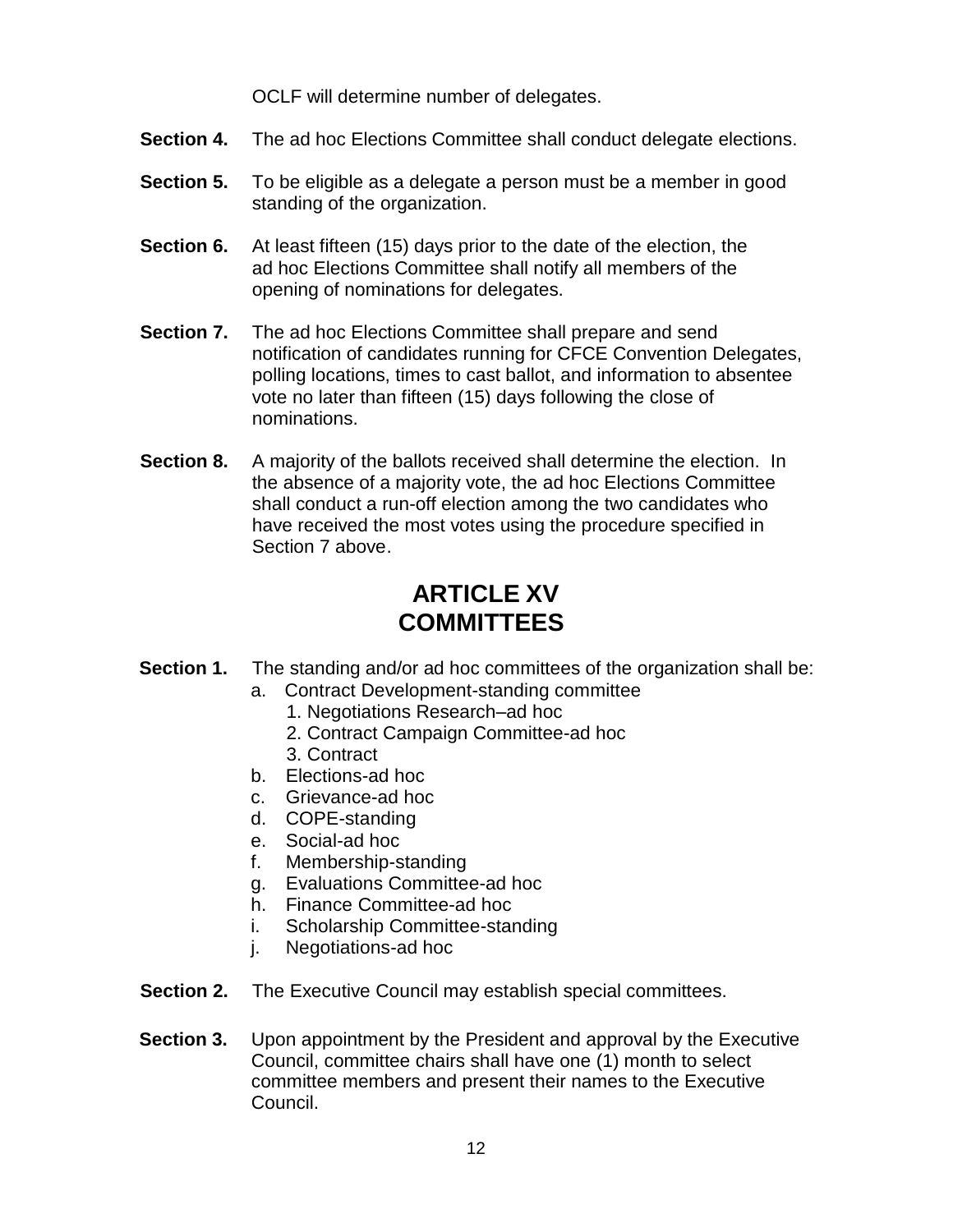OCLF will determine number of delegates.

**Section 4.** The ad hoc Elections Committee shall conduct delegate elections.

**Section 5.** To be eligible as a delegate a person must be a member in good standing of the organization.

**Section 6.** At least fifteen (15) days prior to the date of the election, the ad hoc Elections Committee shall notify all members of the opening of nominations for delegates.

**Section 7.** The ad hoc Elections Committee shall prepare and send notification of candidates running for CFCE Convention Delegates, polling locations, times to cast ballot, and information to absentee vote no later than fifteen (15) days following the close of nominations.

**Section 8.** A majority of the ballots received shall determine the election. In the absence of a majority vote, the ad hoc Elections Committee shall conduct a run-off election among the two candidates who have received the most votes using the procedure specified in Section 7 above.

# ARTICLE XV
# COMMITTEES

**Section 1.** The standing and/or ad hoc committees of the organization shall be:

a. Contract Development-standing committee
   1. Negotiations Research–ad hoc
   2. Contract Campaign Committee-ad hoc
   3. Contract
b. Elections-ad hoc
c. Grievance-ad hoc
d. COPE-standing
e. Social-ad hoc
f. Membership-standing
g. Evaluations Committee-ad hoc
h. Finance Committee-ad hoc
i. Scholarship Committee-standing
j. Negotiations-ad hoc

**Section 2.** The Executive Council may establish special committees.

**Section 3.** Upon appointment by the President and approval by the Executive Council, committee chairs shall have one (1) month to select committee members and present their names to the Executive Council.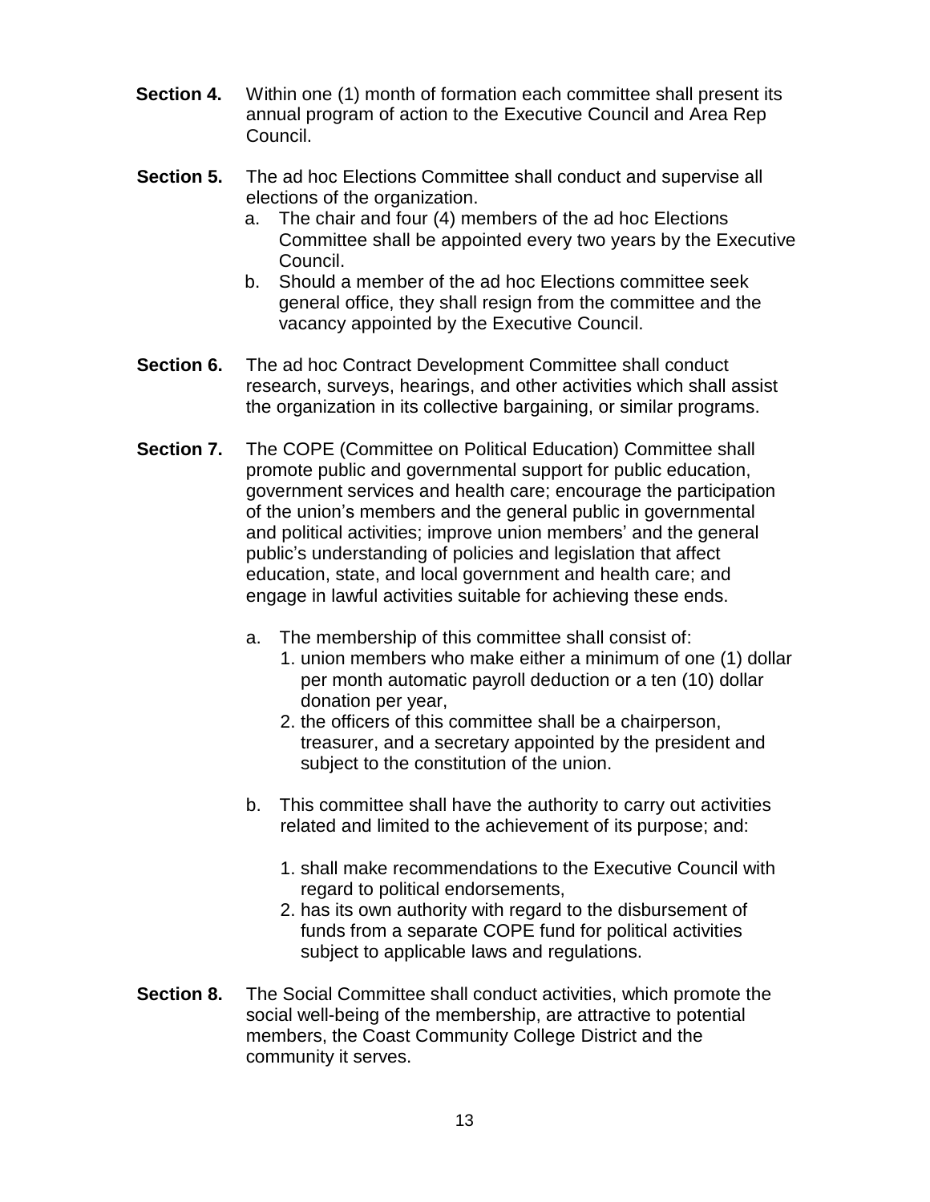**Section 4.** Within one (1) month of formation each committee shall present its annual program of action to the Executive Council and Area Rep Council.

**Section 5.** The ad hoc Elections Committee shall conduct and supervise all elections of the organization.

a. The chair and four (4) members of the ad hoc Elections Committee shall be appointed every two years by the Executive Council.

b. Should a member of the ad hoc Elections committee seek general office, they shall resign from the committee and the vacancy appointed by the Executive Council.

**Section 6.** The ad hoc Contract Development Committee shall conduct research, surveys, hearings, and other activities which shall assist the organization in its collective bargaining, or similar programs.

**Section 7.** The COPE (Committee on Political Education) Committee shall promote public and governmental support for public education, government services and health care; encourage the participation of the union's members and the general public in governmental and political activities; improve union members' and the general public's understanding of policies and legislation that affect education, state, and local government and health care; and engage in lawful activities suitable for achieving these ends.

a. The membership of this committee shall consist of:

1. union members who make either a minimum of one (1) dollar per month automatic payroll deduction or a ten (10) dollar donation per year,
2. the officers of this committee shall be a chairperson, treasurer, and a secretary appointed by the president and subject to the constitution of the union.

b. This committee shall have the authority to carry out activities related and limited to the achievement of its purpose; and:

1. shall make recommendations to the Executive Council with regard to political endorsements,
2. has its own authority with regard to the disbursement of funds from a separate COPE fund for political activities subject to applicable laws and regulations.

**Section 8.** The Social Committee shall conduct activities, which promote the social well-being of the membership, are attractive to potential members, the Coast Community College District and the community it serves.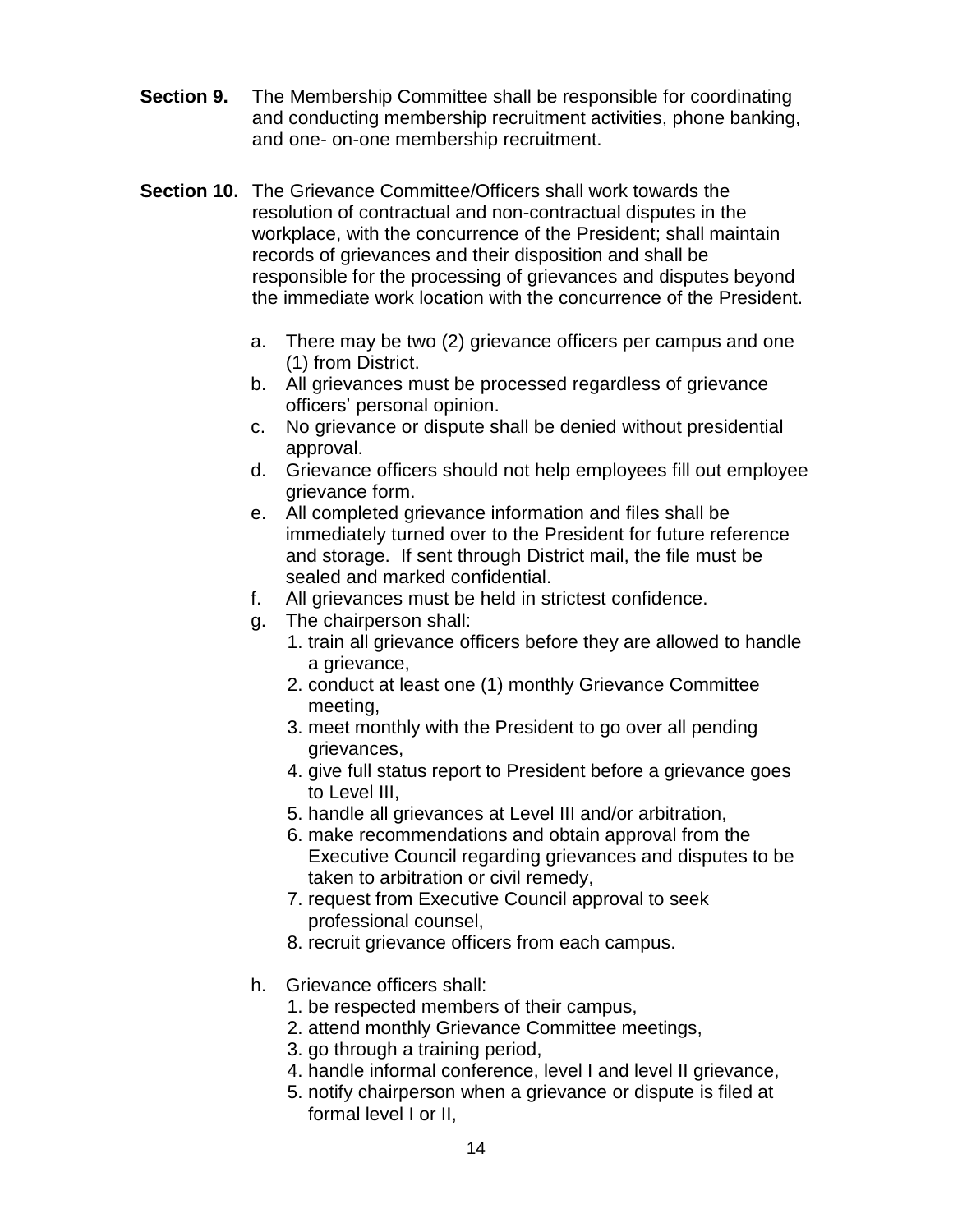**Section 9.** The Membership Committee shall be responsible for coordinating and conducting membership recruitment activities, phone banking, and one- on-one membership recruitment.

**Section 10.** The Grievance Committee/Officers shall work towards the resolution of contractual and non-contractual disputes in the workplace, with the concurrence of the President; shall maintain records of grievances and their disposition and shall be responsible for the processing of grievances and disputes beyond the immediate work location with the concurrence of the President.

a. There may be two (2) grievance officers per campus and one (1) from District.
b. All grievances must be processed regardless of grievance officers' personal opinion.
c. No grievance or dispute shall be denied without presidential approval.
d. Grievance officers should not help employees fill out employee grievance form.
e. All completed grievance information and files shall be immediately turned over to the President for future reference and storage. If sent through District mail, the file must be sealed and marked confidential.
f. All grievances must be held in strictest confidence.
g. The chairperson shall:
   1. train all grievance officers before they are allowed to handle a grievance,
   2. conduct at least one (1) monthly Grievance Committee meeting,
   3. meet monthly with the President to go over all pending grievances,
   4. give full status report to President before a grievance goes to Level III,
   5. handle all grievances at Level III and/or arbitration,
   6. make recommendations and obtain approval from the Executive Council regarding grievances and disputes to be taken to arbitration or civil remedy,
   7. request from Executive Council approval to seek professional counsel,
   8. recruit grievance officers from each campus.

h. Grievance officers shall:
   1. be respected members of their campus,
   2. attend monthly Grievance Committee meetings,
   3. go through a training period,
   4. handle informal conference, level I and level II grievance,
   5. notify chairperson when a grievance or dispute is filed at formal level I or II,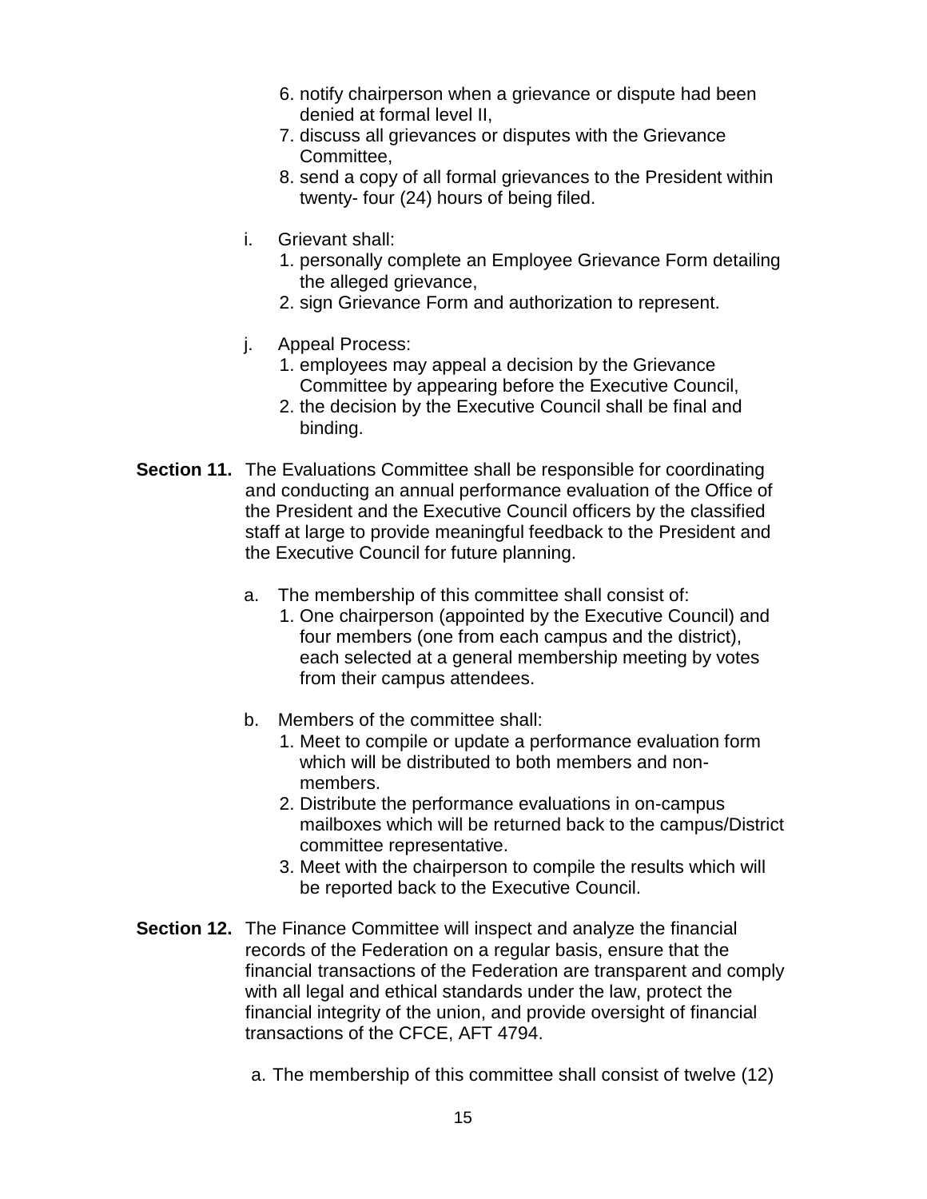6. notify chairperson when a grievance or dispute had been denied at formal level II,
7. discuss all grievances or disputes with the Grievance Committee,
8. send a copy of all formal grievances to the President within twenty- four (24) hours of being filed.

i. Grievant shall:
1. personally complete an Employee Grievance Form detailing the alleged grievance,
2. sign Grievance Form and authorization to represent.

j. Appeal Process:
1. employees may appeal a decision by the Grievance Committee by appearing before the Executive Council,
2. the decision by the Executive Council shall be final and binding.

**Section 11.** The Evaluations Committee shall be responsible for coordinating and conducting an annual performance evaluation of the Office of the President and the Executive Council officers by the classified staff at large to provide meaningful feedback to the President and the Executive Council for future planning.

a. The membership of this committee shall consist of:
1. One chairperson (appointed by the Executive Council) and four members (one from each campus and the district), each selected at a general membership meeting by votes from their campus attendees.

b. Members of the committee shall:
1. Meet to compile or update a performance evaluation form which will be distributed to both members and non-members.
2. Distribute the performance evaluations in on-campus mailboxes which will be returned back to the campus/District committee representative.
3. Meet with the chairperson to compile the results which will be reported back to the Executive Council.

**Section 12.** The Finance Committee will inspect and analyze the financial records of the Federation on a regular basis, ensure that the financial transactions of the Federation are transparent and comply with all legal and ethical standards under the law, protect the financial integrity of the union, and provide oversight of financial transactions of the CFCE, AFT 4794.

a. The membership of this committee shall consist of twelve (12)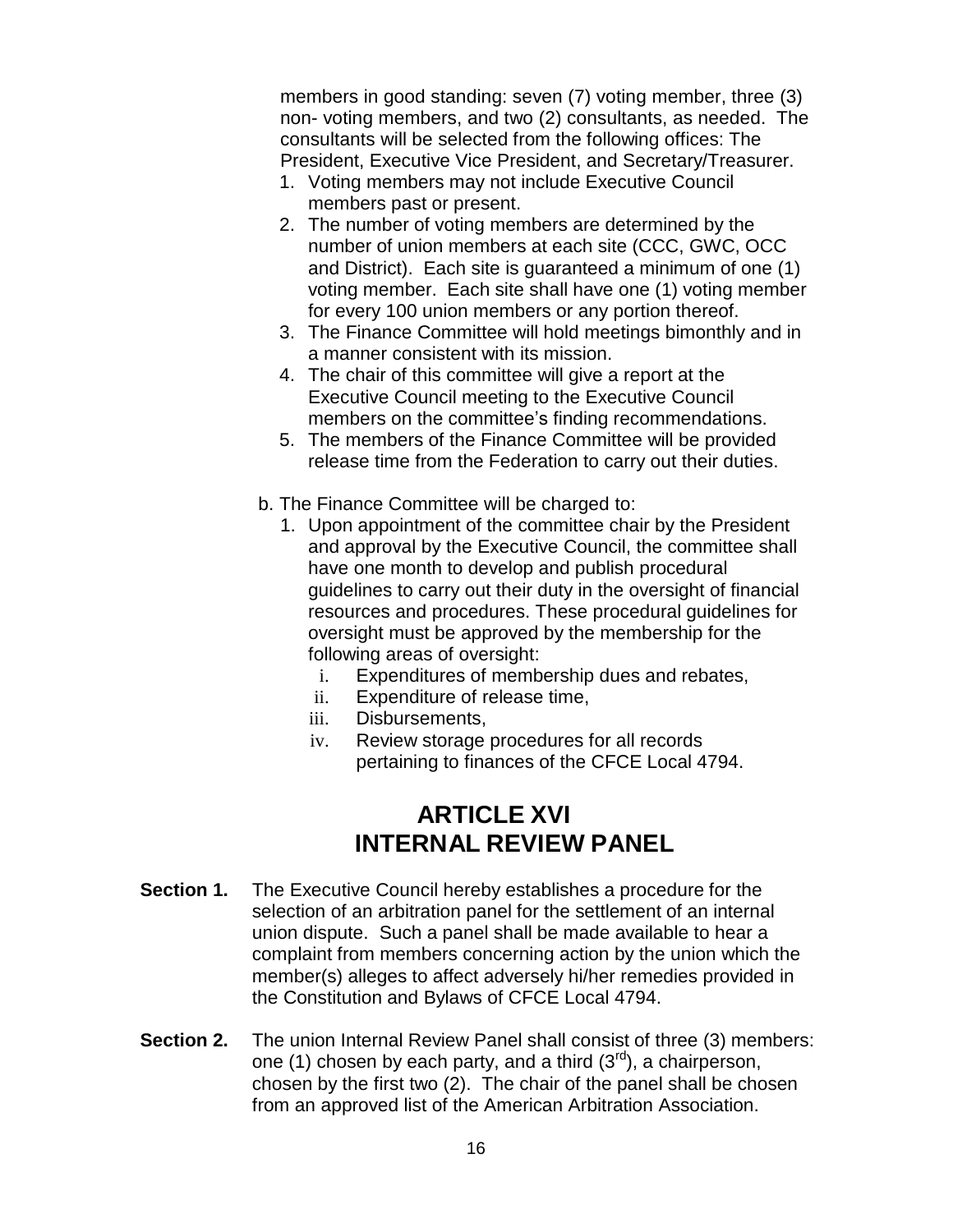members in good standing: seven (7) voting member, three (3) non- voting members, and two (2) consultants, as needed. The consultants will be selected from the following offices: The President, Executive Vice President, and Secretary/Treasurer.

1. Voting members may not include Executive Council members past or present.
2. The number of voting members are determined by the number of union members at each site (CCC, GWC, OCC and District). Each site is guaranteed a minimum of one (1) voting member. Each site shall have one (1) voting member for every 100 union members or any portion thereof.
3. The Finance Committee will hold meetings bimonthly and in a manner consistent with its mission.
4. The chair of this committee will give a report at the Executive Council meeting to the Executive Council members on the committee's finding recommendations.
5. The members of the Finance Committee will be provided release time from the Federation to carry out their duties.

b. The Finance Committee will be charged to:

1. Upon appointment of the committee chair by the President and approval by the Executive Council, the committee shall have one month to develop and publish procedural guidelines to carry out their duty in the oversight of financial resources and procedures. These procedural guidelines for oversight must be approved by the membership for the following areas of oversight:
   i. Expenditures of membership dues and rebates,
   ii. Expenditure of release time,
   iii. Disbursements,
   iv. Review storage procedures for all records pertaining to finances of the CFCE Local 4794.

# ARTICLE XVI
# INTERNAL REVIEW PANEL

**Section 1.** The Executive Council hereby establishes a procedure for the selection of an arbitration panel for the settlement of an internal union dispute. Such a panel shall be made available to hear a complaint from members concerning action by the union which the member(s) alleges to affect adversely hi/her remedies provided in the Constitution and Bylaws of CFCE Local 4794.

**Section 2.** The union Internal Review Panel shall consist of three (3) members: one (1) chosen by each party, and a third (3rd), a chairperson, chosen by the first two (2). The chair of the panel shall be chosen from an approved list of the American Arbitration Association.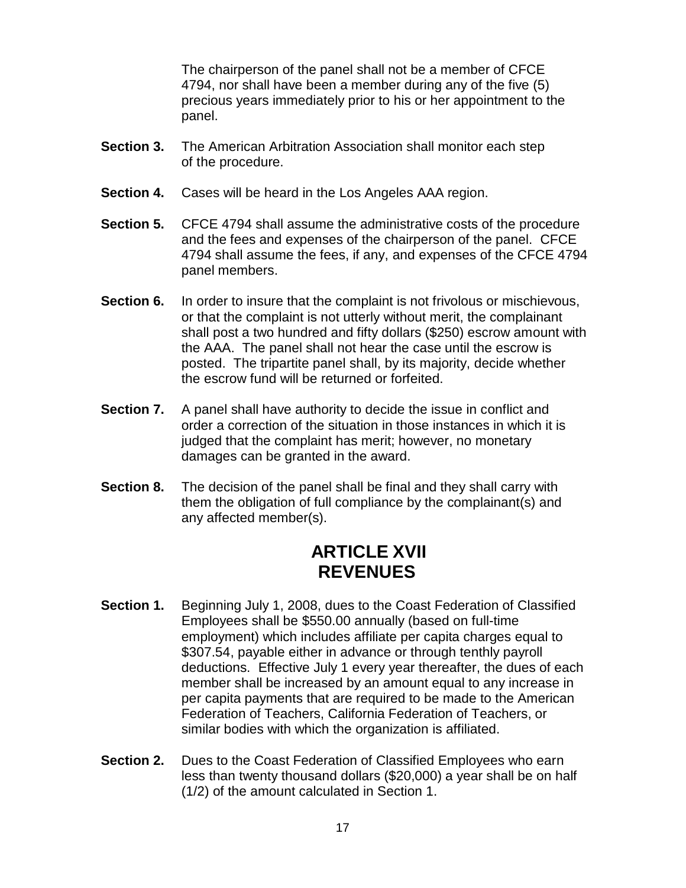The chairperson of the panel shall not be a member of CFCE 4794, nor shall have been a member during any of the five (5) precious years immediately prior to his or her appointment to the panel.

**Section 3.** The American Arbitration Association shall monitor each step of the procedure.

**Section 4.** Cases will be heard in the Los Angeles AAA region.

**Section 5.** CFCE 4794 shall assume the administrative costs of the procedure and the fees and expenses of the chairperson of the panel. CFCE 4794 shall assume the fees, if any, and expenses of the CFCE 4794 panel members.

**Section 6.** In order to insure that the complaint is not frivolous or mischievous, or that the complaint is not utterly without merit, the complainant shall post a two hundred and fifty dollars ($250) escrow amount with the AAA. The panel shall not hear the case until the escrow is posted. The tripartite panel shall, by its majority, decide whether the escrow fund will be returned or forfeited.

**Section 7.** A panel shall have authority to decide the issue in conflict and order a correction of the situation in those instances in which it is judged that the complaint has merit; however, no monetary damages can be granted in the award.

**Section 8.** The decision of the panel shall be final and they shall carry with them the obligation of full compliance by the complainant(s) and any affected member(s).

## ARTICLE XVII
## REVENUES

**Section 1.** Beginning July 1, 2008, dues to the Coast Federation of Classified Employees shall be $550.00 annually (based on full-time employment) which includes affiliate per capita charges equal to $307.54, payable either in advance or through tenthly payroll deductions. Effective July 1 every year thereafter, the dues of each member shall be increased by an amount equal to any increase in per capita payments that are required to be made to the American Federation of Teachers, California Federation of Teachers, or similar bodies with which the organization is affiliated.

**Section 2.** Dues to the Coast Federation of Classified Employees who earn less than twenty thousand dollars ($20,000) a year shall be on half (1/2) of the amount calculated in Section 1.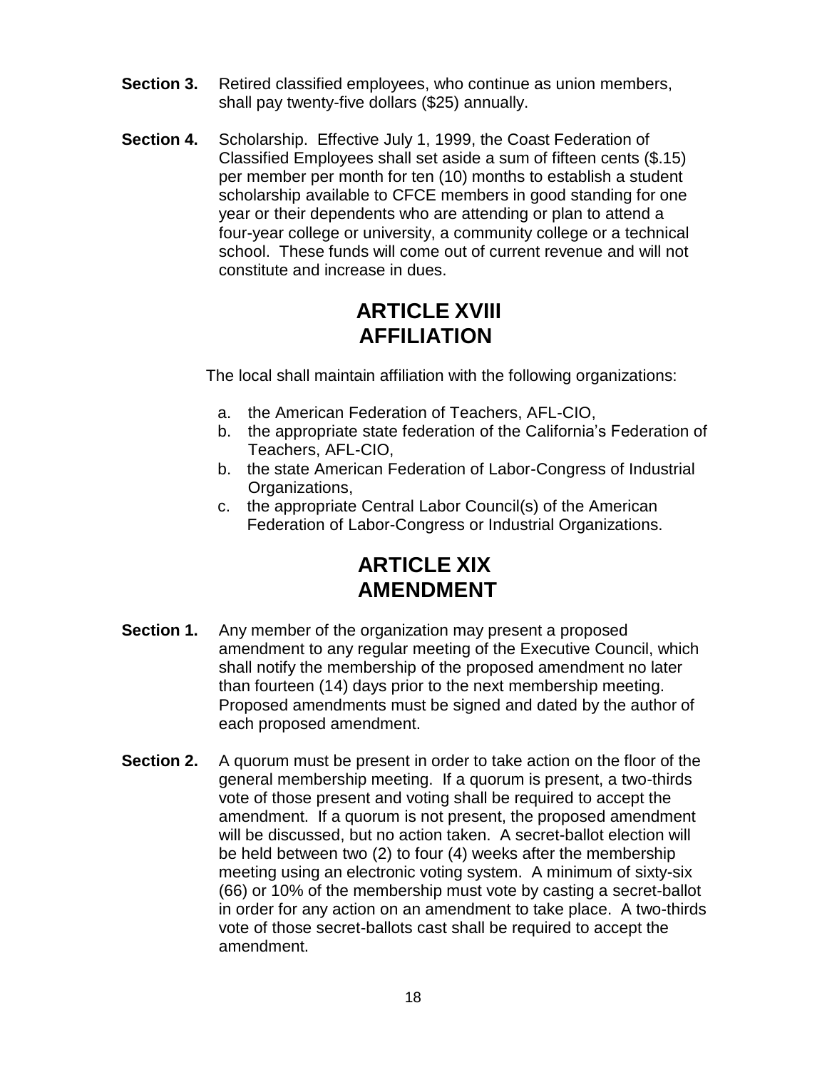**Section 3.** Retired classified employees, who continue as union members, shall pay twenty-five dollars ($25) annually.

**Section 4.** Scholarship. Effective July 1, 1999, the Coast Federation of Classified Employees shall set aside a sum of fifteen cents ($.15) per member per month for ten (10) months to establish a student scholarship available to CFCE members in good standing for one year or their dependents who are attending or plan to attend a four-year college or university, a community college or a technical school. These funds will come out of current revenue and will not constitute and increase in dues.

# ARTICLE XVIII
# AFFILIATION

The local shall maintain affiliation with the following organizations:

a. the American Federation of Teachers, AFL-CIO,
b. the appropriate state federation of the California's Federation of Teachers, AFL-CIO,
b. the state American Federation of Labor-Congress of Industrial Organizations,
c. the appropriate Central Labor Council(s) of the American Federation of Labor-Congress or Industrial Organizations.

# ARTICLE XIX
# AMENDMENT

**Section 1.** Any member of the organization may present a proposed amendment to any regular meeting of the Executive Council, which shall notify the membership of the proposed amendment no later than fourteen (14) days prior to the next membership meeting. Proposed amendments must be signed and dated by the author of each proposed amendment.

**Section 2.** A quorum must be present in order to take action on the floor of the general membership meeting. If a quorum is present, a two-thirds vote of those present and voting shall be required to accept the amendment. If a quorum is not present, the proposed amendment will be discussed, but no action taken. A secret-ballot election will be held between two (2) to four (4) weeks after the membership meeting using an electronic voting system. A minimum of sixty-six (66) or 10% of the membership must vote by casting a secret-ballot in order for any action on an amendment to take place. A two-thirds vote of those secret-ballots cast shall be required to accept the amendment.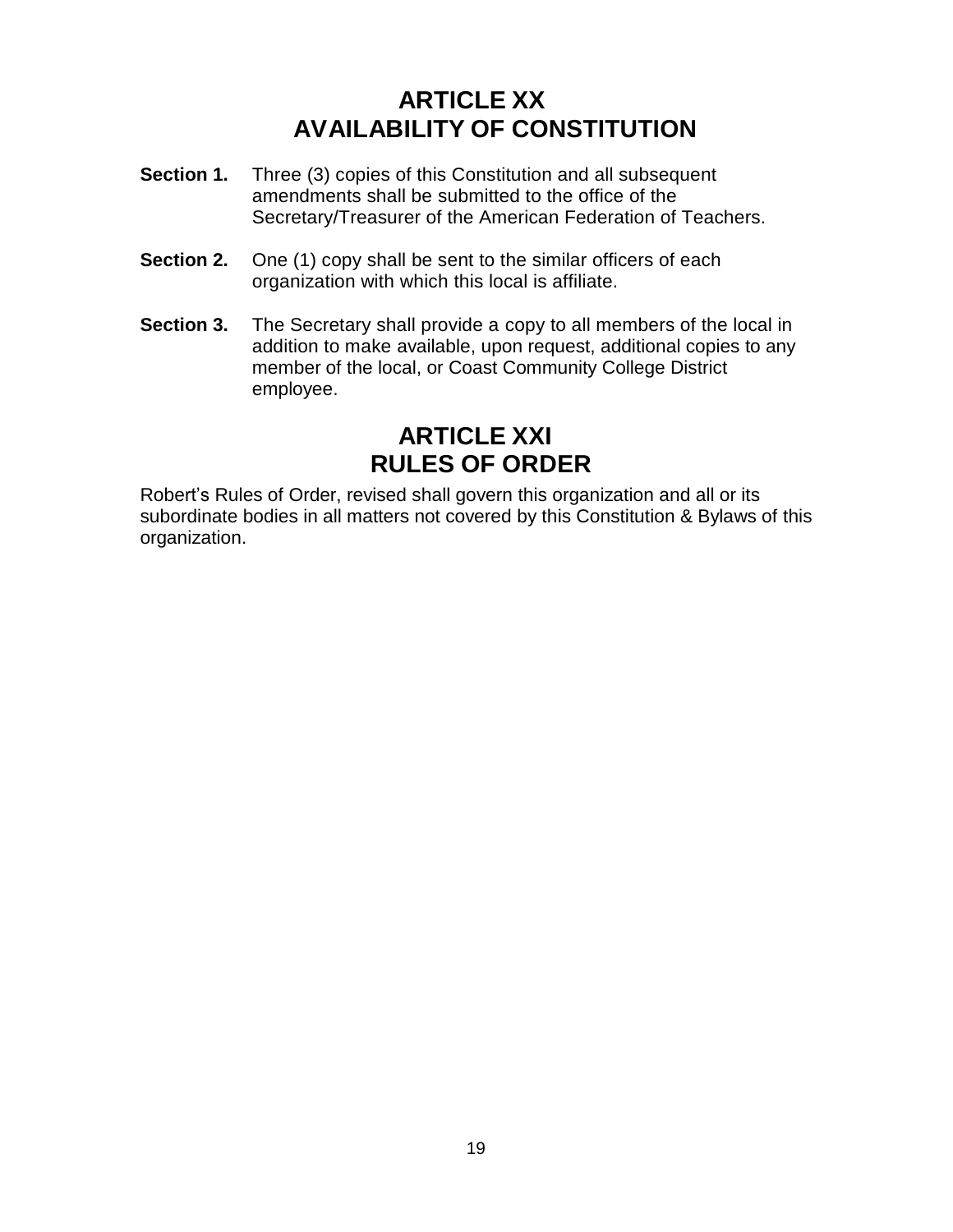# ARTICLE XX
# AVAILABILITY OF CONSTITUTION

**Section 1.** Three (3) copies of this Constitution and all subsequent amendments shall be submitted to the office of the Secretary/Treasurer of the American Federation of Teachers.

**Section 2.** One (1) copy shall be sent to the similar officers of each organization with which this local is affiliate.

**Section 3.** The Secretary shall provide a copy to all members of the local in addition to make available, upon request, additional copies to any member of the local, or Coast Community College District employee.

# ARTICLE XXI
# RULES OF ORDER

Robert's Rules of Order, revised shall govern this organization and all or its subordinate bodies in all matters not covered by this Constitution & Bylaws of this organization.